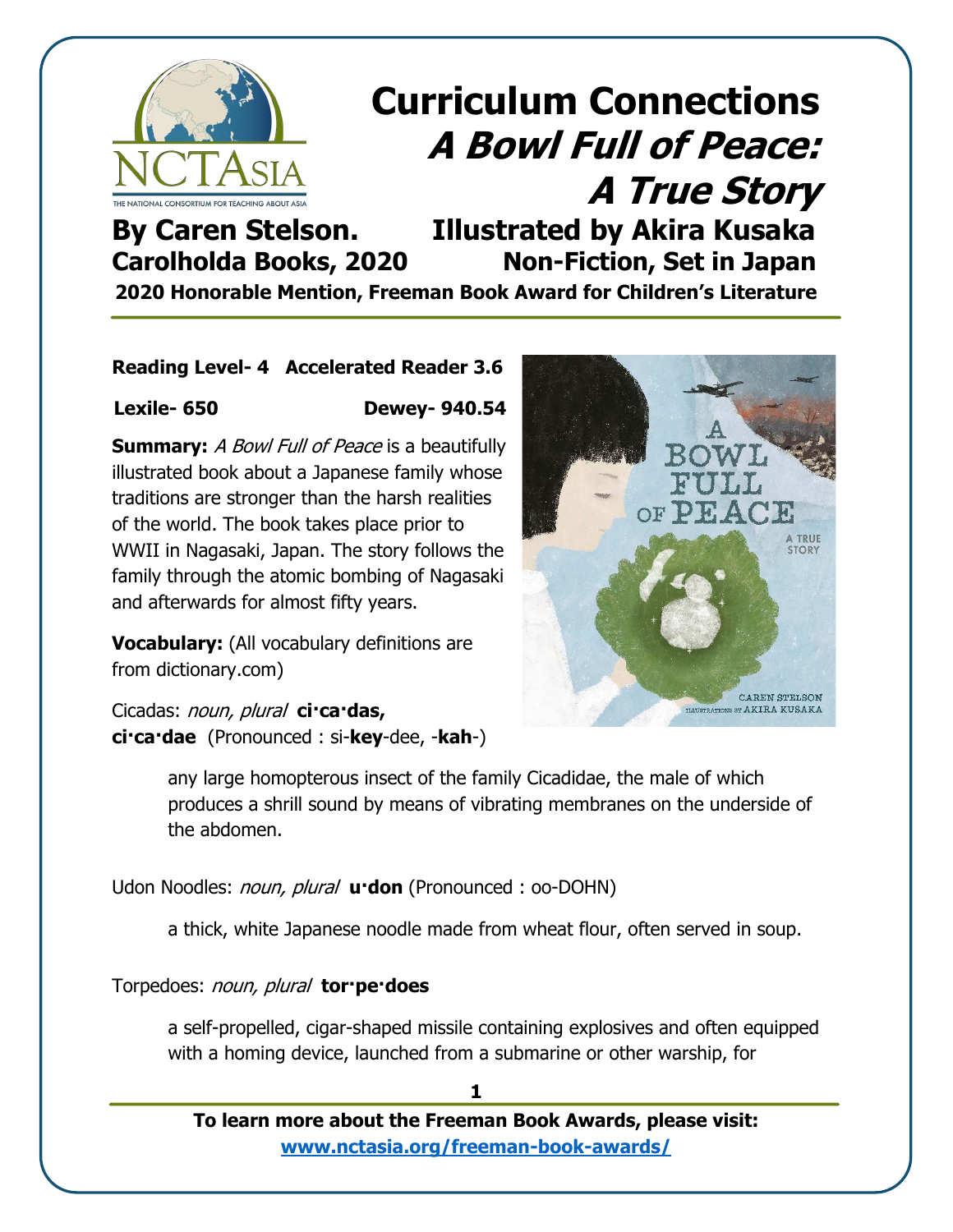# Curriculum Connections
## *A Bowl Full of Peace: A True Story*

**By Caren Stelson. Illustrated by Akira Kusaka**
**Carolholda Books, 2020 Non-Fiction, Set in Japan**
**2020 Honorable Mention, Freeman Book Award for Children's Literature**

**Reading Level- 4 Accelerated Reader 3.6**

**Lexile- 650 Dewey- 940.54**

**Summary:** *A Bowl Full of Peace* is a beautifully illustrated book about a Japanese family whose traditions are stronger than the harsh realities of the world. The book takes place prior to WWII in Nagasaki, Japan. The story follows the family through the atomic bombing of Nagasaki and afterwards for almost fifty years.

**Vocabulary:** (All vocabulary definitions are from dictionary.com)

Cicadas: *noun, plural* **ci·ca·das, ci·ca·dae** (Pronounced : si-**key**-dee, -**kah**-)

> any large homopterous insect of the family Cicadidae, the male of which produces a shrill sound by means of vibrating membranes on the underside of the abdomen.

Udon Noodles: *noun, plural* **u·don** (Pronounced : oo-DOHN)

> a thick, white Japanese noodle made from wheat flour, often served in soup.

Torpedoes: *noun, plural* **tor·pe·does**

> a self-propelled, cigar-shaped missile containing explosives and often equipped with a homing device, launched from a submarine or other warship, for

**To learn more about the Freeman Book Awards, please visit:**
**[www.nctasia.org/freeman-book-awards/](www.nctasia.org/freeman-book-awards/)**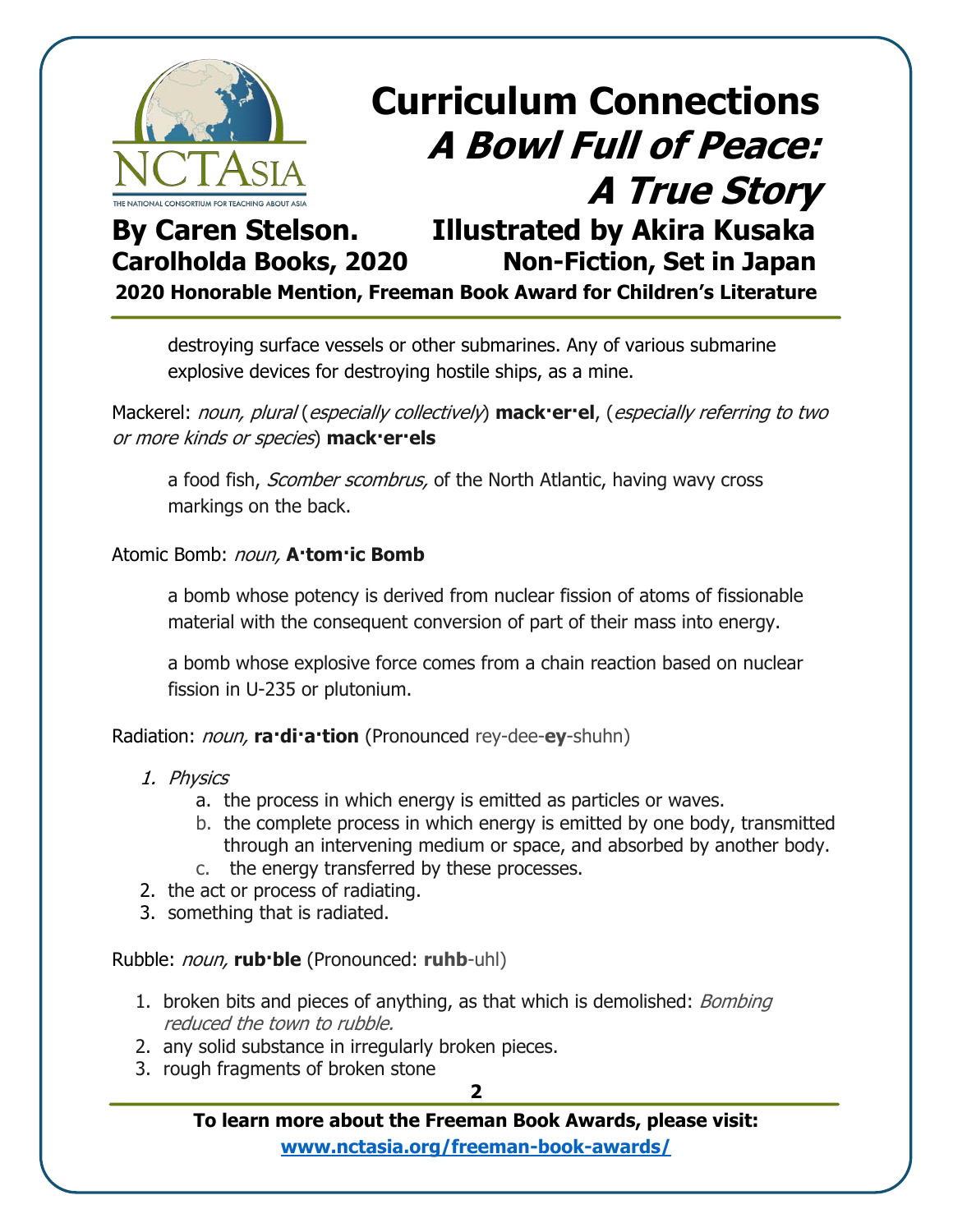destroying surface vessels or other submarines. Any of various submarine explosive devices for destroying hostile ships, as a mine.

Mackerel: *noun, plural* (*especially collectively*) **mack·er·el**, (*especially referring to two or more kinds or species*) **mack·er·els**

a food fish, *Scomber scombrus,* of the North Atlantic, having wavy cross markings on the back.

Atomic Bomb: *noun,* **A·tom·ic Bomb**

a bomb whose potency is derived from nuclear fission of atoms of fissionable material with the consequent conversion of part of their mass into energy.

a bomb whose explosive force comes from a chain reaction based on nuclear fission in U-235 or plutonium.

Radiation: *noun,* **ra·di·a·tion** (Pronounced rey-dee-**ey**-shuhn)

1. *Physics*
   a. the process in which energy is emitted as particles or waves.
   b. the complete process in which energy is emitted by one body, transmitted through an intervening medium or space, and absorbed by another body.
   c. the energy transferred by these processes.
2. the act or process of radiating.
3. something that is radiated.

Rubble: *noun,* **rub·ble** (Pronounced: **ruhb**-uhl)

1. broken bits and pieces of anything, as that which is demolished: *Bombing reduced the town to rubble.*
2. any solid substance in irregularly broken pieces.
3. rough fragments of broken stone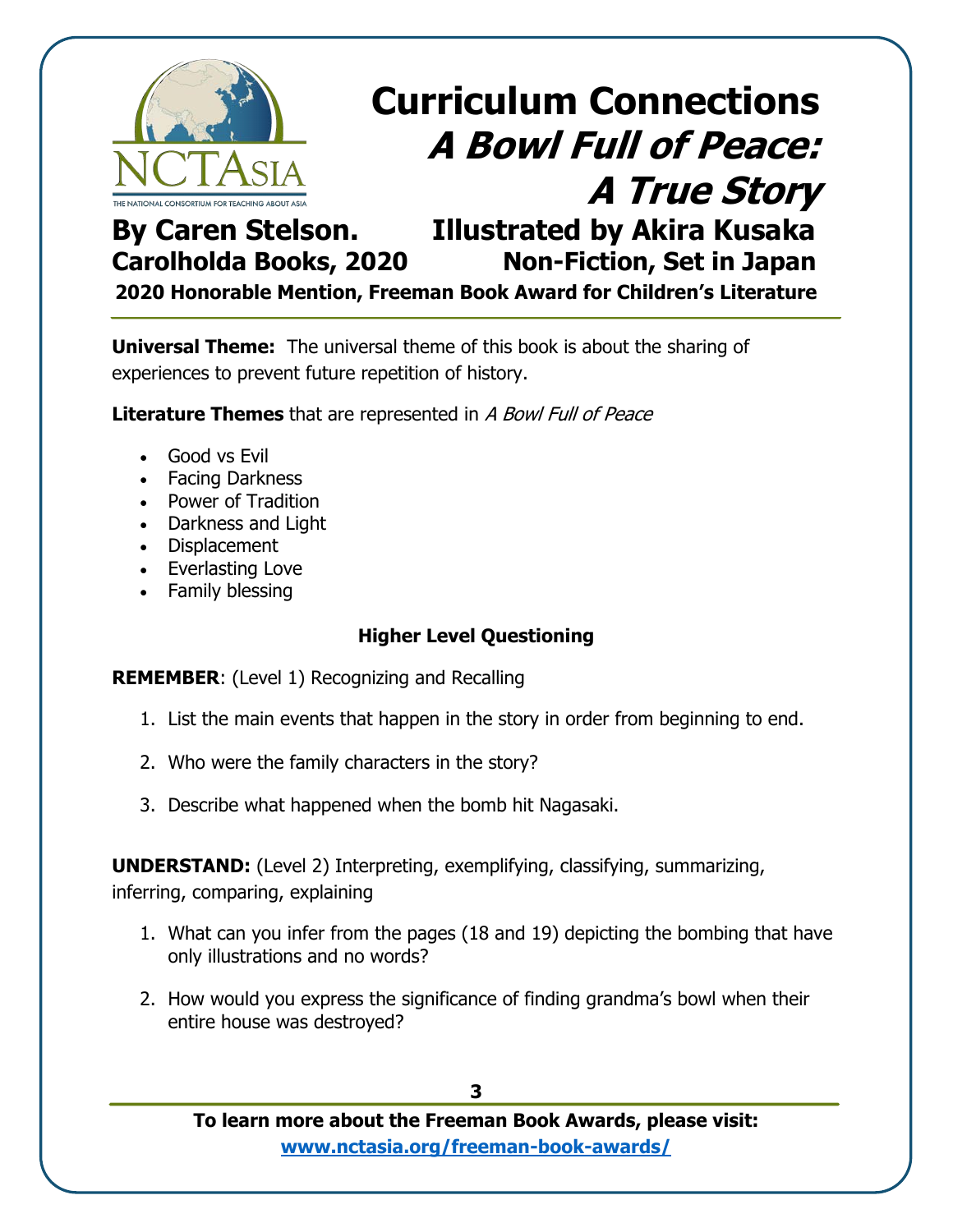# Curriculum Connections
## *A Bowl Full of Peace: A True Story*

**By Caren Stelson. Illustrated by Akira Kusaka**
**Carolholda Books, 2020 Non-Fiction, Set in Japan**
**2020 Honorable Mention, Freeman Book Award for Children's Literature**

**Universal Theme:** The universal theme of this book is about the sharing of experiences to prevent future repetition of history.

**Literature Themes** that are represented in *A Bowl Full of Peace*

- Good vs Evil
- Facing Darkness
- Power of Tradition
- Darkness and Light
- Displacement
- Everlasting Love
- Family blessing

### Higher Level Questioning

**REMEMBER**: (Level 1) Recognizing and Recalling

1. List the main events that happen in the story in order from beginning to end.
2. Who were the family characters in the story?
3. Describe what happened when the bomb hit Nagasaki.

**UNDERSTAND:** (Level 2) Interpreting, exemplifying, classifying, summarizing, inferring, comparing, explaining

1. What can you infer from the pages (18 and 19) depicting the bombing that have only illustrations and no words?
2. How would you express the significance of finding grandma's bowl when their entire house was destroyed?

**To learn more about the Freeman Book Awards, please visit:**
**www.nctasia.org/freeman-book-awards/**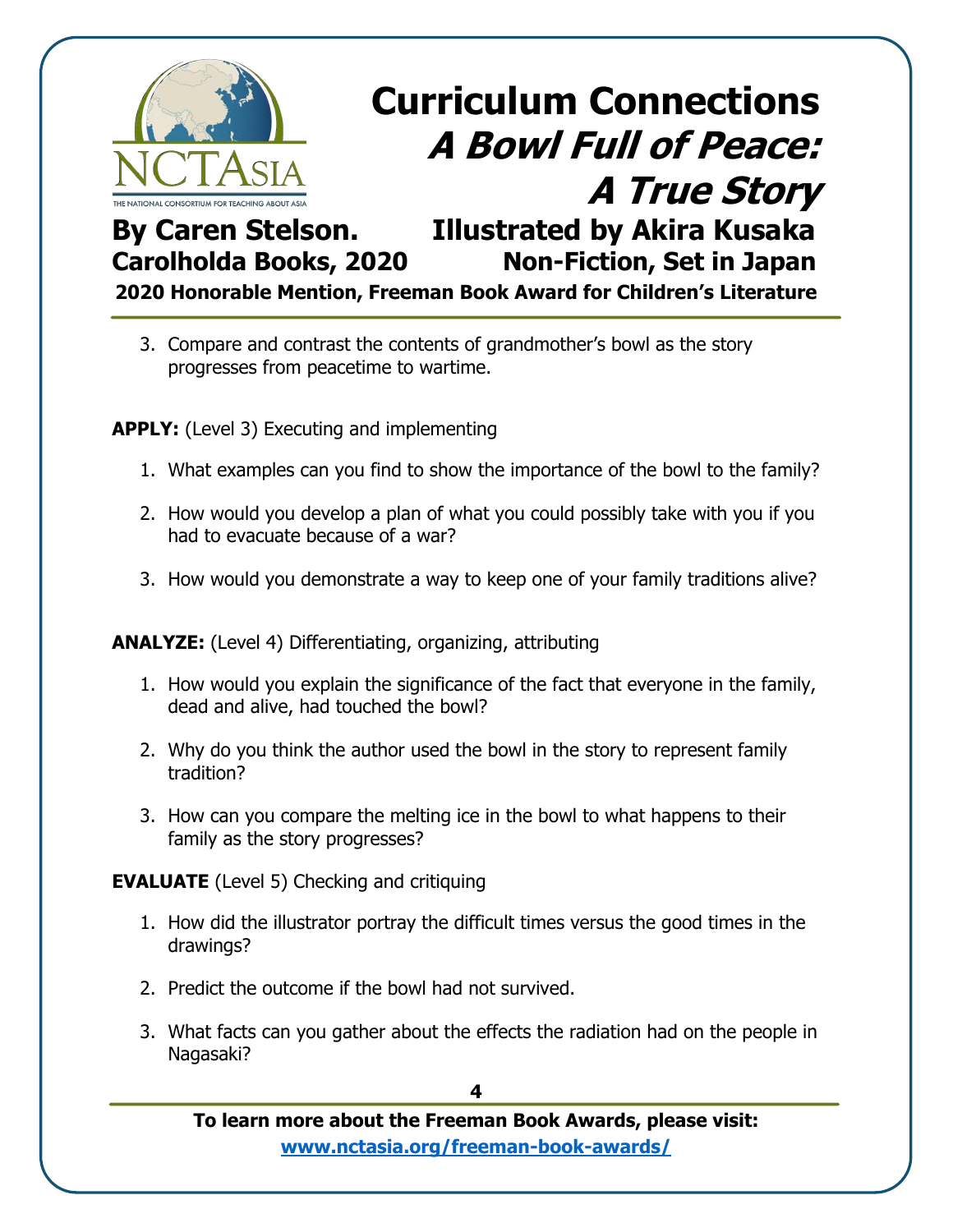# Curriculum Connections

## *A Bowl Full of Peace: A True Story*

**By Caren Stelson. Illustrated by Akira Kusaka**
**Carolholda Books, 2020 Non-Fiction, Set in Japan**
**2020 Honorable Mention, Freeman Book Award for Children's Literature**

3. Compare and contrast the contents of grandmother's bowl as the story progresses from peacetime to wartime.

**APPLY:** (Level 3) Executing and implementing

1. What examples can you find to show the importance of the bowl to the family?
2. How would you develop a plan of what you could possibly take with you if you had to evacuate because of a war?
3. How would you demonstrate a way to keep one of your family traditions alive?

**ANALYZE:** (Level 4) Differentiating, organizing, attributing

1. How would you explain the significance of the fact that everyone in the family, dead and alive, had touched the bowl?
2. Why do you think the author used the bowl in the story to represent family tradition?
3. How can you compare the melting ice in the bowl to what happens to their family as the story progresses?

**EVALUATE** (Level 5) Checking and critiquing

1. How did the illustrator portray the difficult times versus the good times in the drawings?
2. Predict the outcome if the bowl had not survived.
3. What facts can you gather about the effects the radiation had on the people in Nagasaki?

**To learn more about the Freeman Book Awards, please visit:**
**www.nctasia.org/freeman-book-awards/**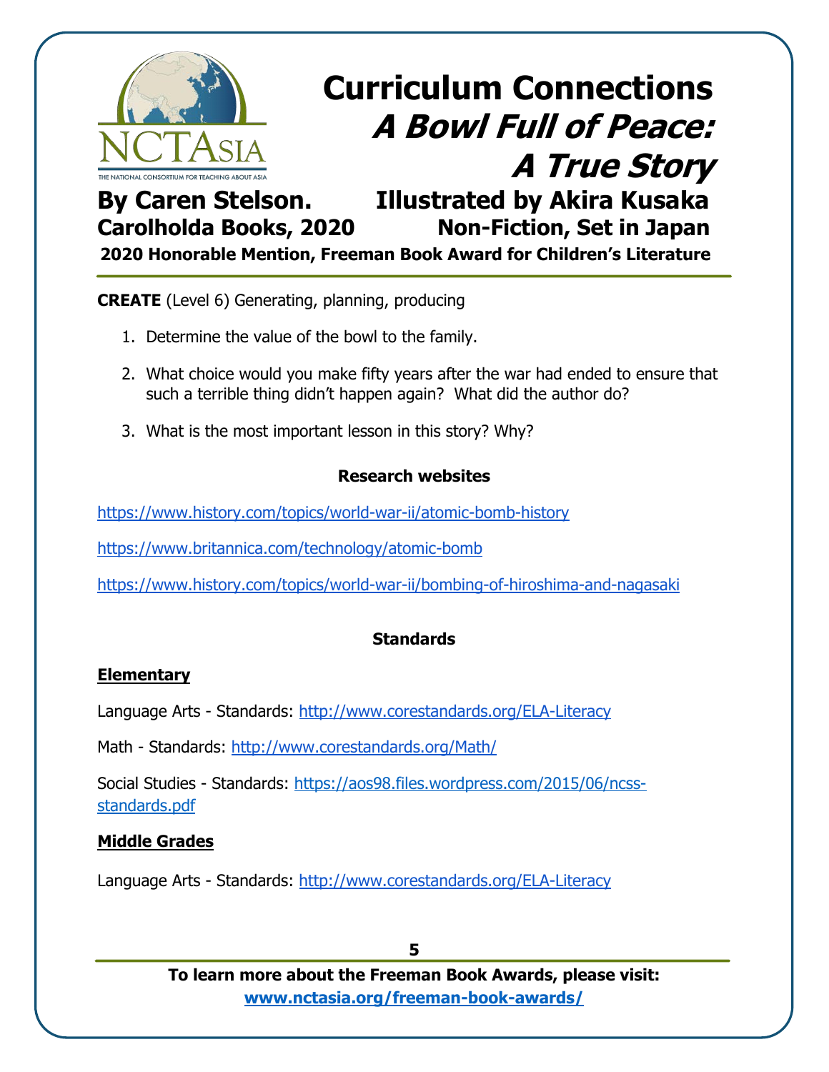# Curriculum Connections
## *A Bowl Full of Peace: A True Story*

**By Caren Stelson. Illustrated by Akira Kusaka**
**Carolholda Books, 2020 Non-Fiction, Set in Japan**
**2020 Honorable Mention, Freeman Book Award for Children's Literature**

**CREATE** (Level 6) Generating, planning, producing

1. Determine the value of the bowl to the family.
2. What choice would you make fifty years after the war had ended to ensure that such a terrible thing didn't happen again? What did the author do?
3. What is the most important lesson in this story? Why?

**Research websites**

https://www.history.com/topics/world-war-ii/atomic-bomb-history

https://www.britannica.com/technology/atomic-bomb

https://www.history.com/topics/world-war-ii/bombing-of-hiroshima-and-nagasaki

**Standards**

**Elementary**

Language Arts - Standards: http://www.corestandards.org/ELA-Literacy

Math - Standards: http://www.corestandards.org/Math/

Social Studies - Standards: https://aos98.files.wordpress.com/2015/06/ncss-standards.pdf

**Middle Grades**

Language Arts - Standards: http://www.corestandards.org/ELA-Literacy

**To learn more about the Freeman Book Awards, please visit:**
**www.nctasia.org/freeman-book-awards/**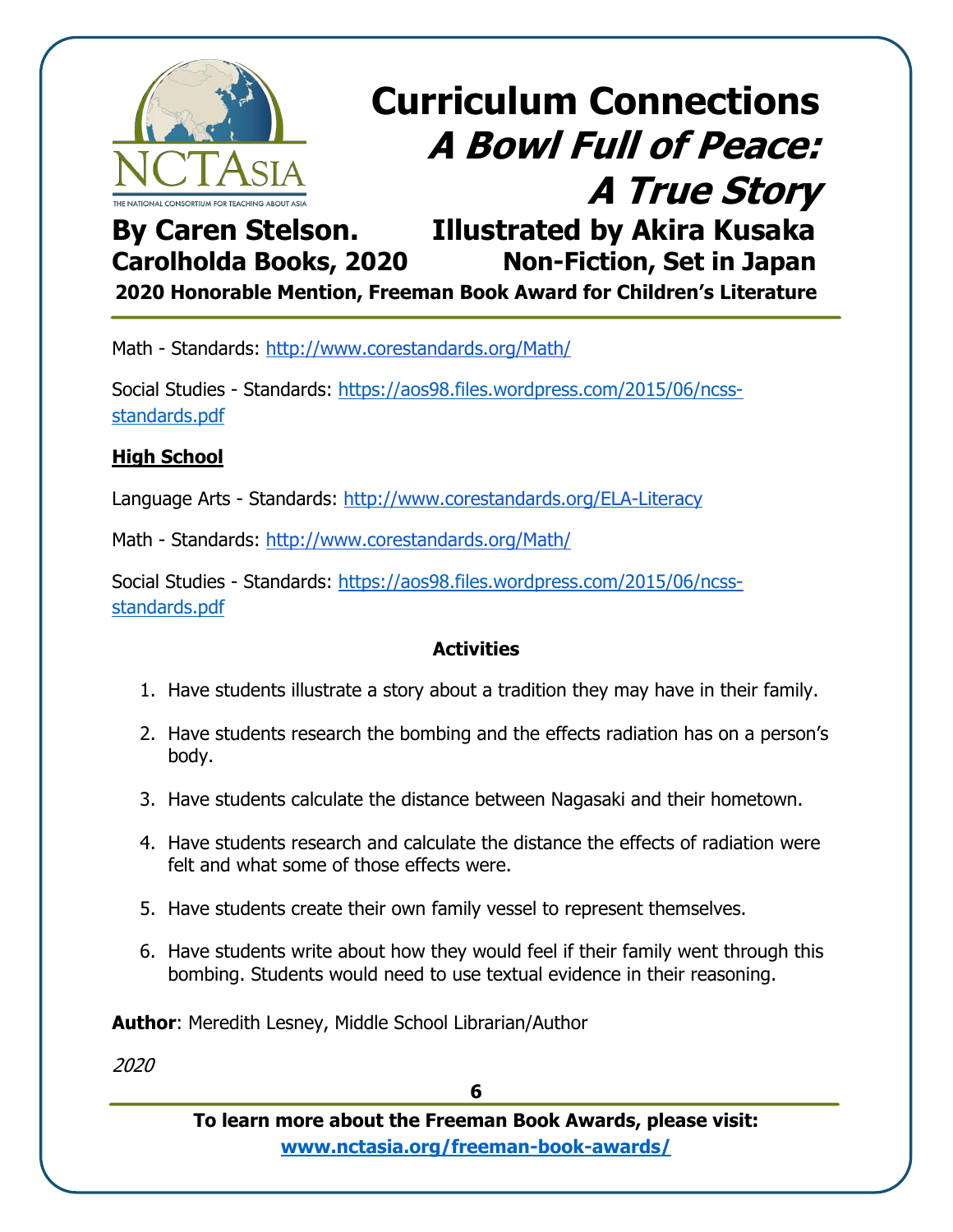# Curriculum Connections
## *A Bowl Full of Peace: A True Story*

**By Caren Stelson. Illustrated by Akira Kusaka**
**Carolholda Books, 2020 Non-Fiction, Set in Japan**
**2020 Honorable Mention, Freeman Book Award for Children's Literature**

Math - Standards: http://www.corestandards.org/Math/

Social Studies - Standards: https://aos98.files.wordpress.com/2015/06/ncss-standards.pdf

**High School**

Language Arts - Standards: http://www.corestandards.org/ELA-Literacy

Math - Standards: http://www.corestandards.org/Math/

Social Studies - Standards: https://aos98.files.wordpress.com/2015/06/ncss-standards.pdf

### Activities

1. Have students illustrate a story about a tradition they may have in their family.
2. Have students research the bombing and the effects radiation has on a person's body.
3. Have students calculate the distance between Nagasaki and their hometown.
4. Have students research and calculate the distance the effects of radiation were felt and what some of those effects were.
5. Have students create their own family vessel to represent themselves.
6. Have students write about how they would feel if their family went through this bombing. Students would need to use textual evidence in their reasoning.

**Author**: Meredith Lesney, Middle School Librarian/Author

*2020*

**To learn more about the Freeman Book Awards, please visit:**
**www.nctasia.org/freeman-book-awards/**